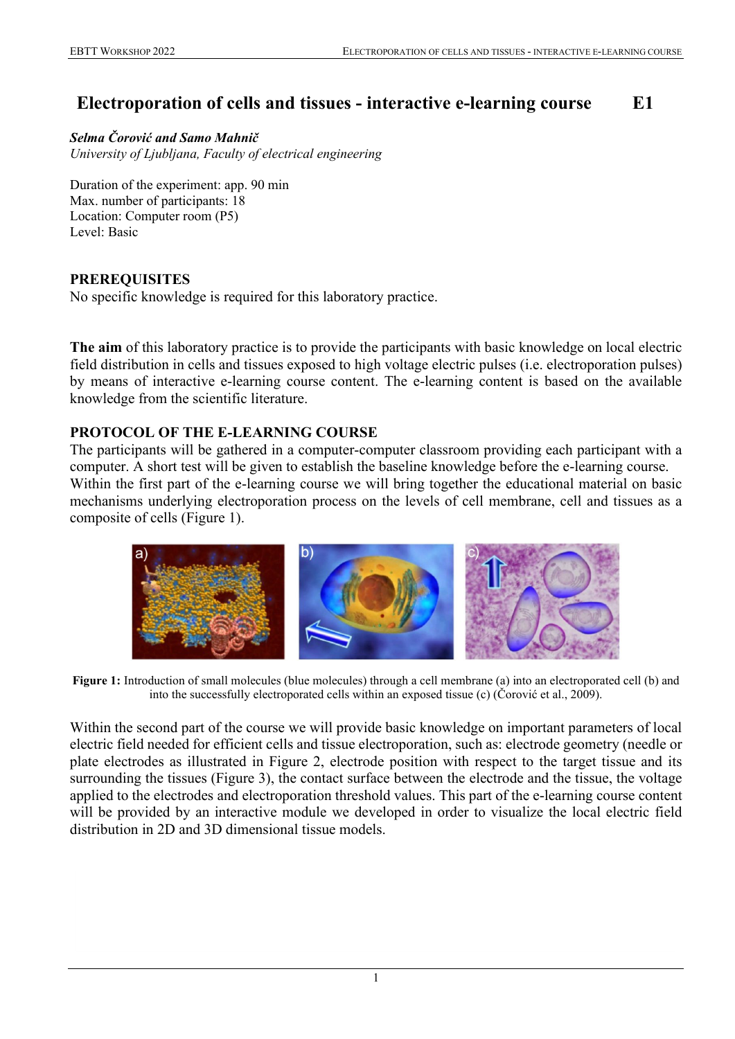# Electroporation of cells and tissues - interactive e-learning course E1

***Selma Čorović and Samo Mahnič***
*University of Ljubljana, Faculty of electrical engineering*

Duration of the experiment: app. 90 min
Max. number of participants: 18
Location: Computer room (P5)
Level: Basic

## PREREQUISITES

No specific knowledge is required for this laboratory practice.

**The aim** of this laboratory practice is to provide the participants with basic knowledge on local electric field distribution in cells and tissues exposed to high voltage electric pulses (i.e. electroporation pulses) by means of interactive e-learning course content. The e-learning content is based on the available knowledge from the scientific literature.

## PROTOCOL OF THE E-LEARNING COURSE

The participants will be gathered in a computer-computer classroom providing each participant with a computer. A short test will be given to establish the baseline knowledge before the e-learning course. Within the first part of the e-learning course we will bring together the educational material on basic mechanisms underlying electroporation process on the levels of cell membrane, cell and tissues as a composite of cells (Figure 1).

**Figure 1:** Introduction of small molecules (blue molecules) through a cell membrane (a) into an electroporated cell (b) and into the successfully electroporated cells within an exposed tissue (c) (Čorović et al., 2009).

Within the second part of the course we will provide basic knowledge on important parameters of local electric field needed for efficient cells and tissue electroporation, such as: electrode geometry (needle or plate electrodes as illustrated in Figure 2, electrode position with respect to the target tissue and its surrounding the tissues (Figure 3), the contact surface between the electrode and the tissue, the voltage applied to the electrodes and electroporation threshold values. This part of the e-learning course content will be provided by an interactive module we developed in order to visualize the local electric field distribution in 2D and 3D dimensional tissue models.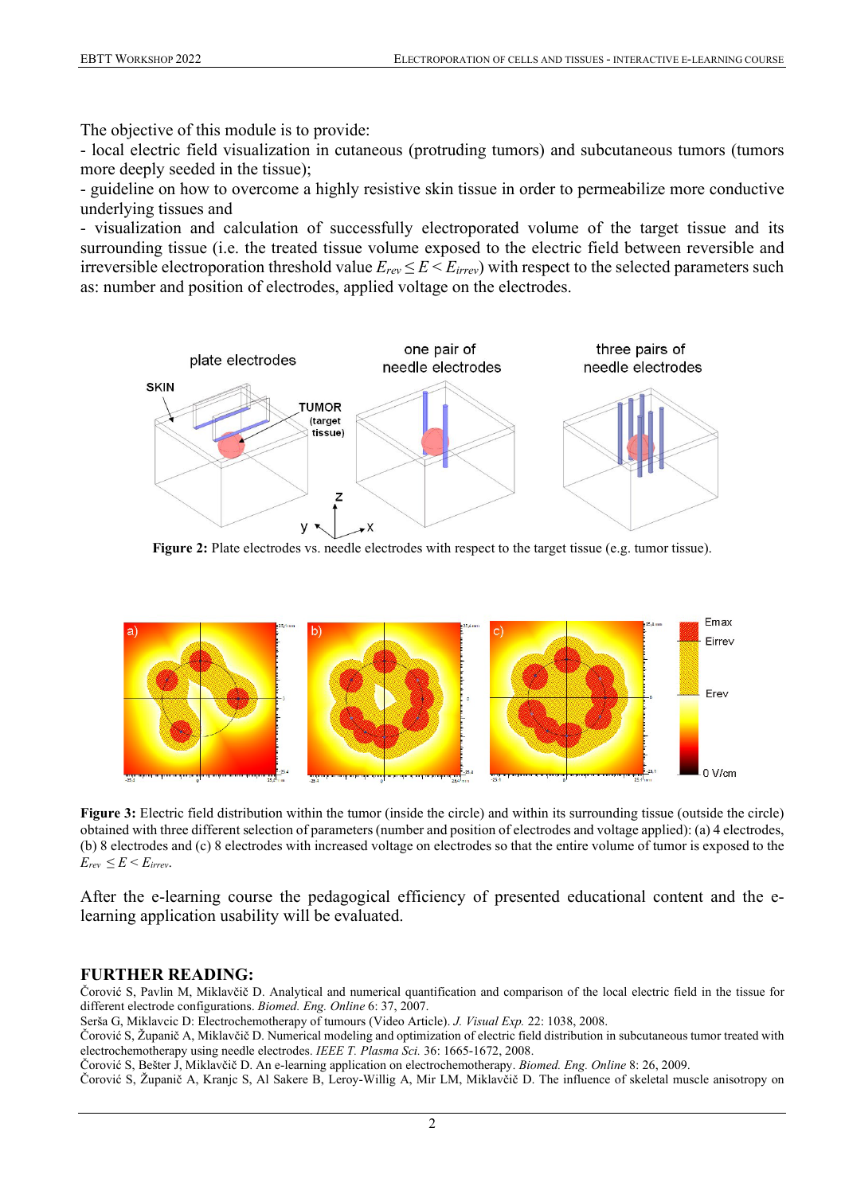The objective of this module is to provide:

- local electric field visualization in cutaneous (protruding tumors) and subcutaneous tumors (tumors more deeply seeded in the tissue);
- guideline on how to overcome a highly resistive skin tissue in order to permeabilize more conductive underlying tissues and
- visualization and calculation of successfully electroporated volume of the target tissue and its surrounding tissue (i.e. the treated tissue volume exposed to the electric field between reversible and irreversible electroporation threshold value $E_{rev} \leq E < E_{irrev}$) with respect to the selected parameters such as: number and position of electrodes, applied voltage on the electrodes.

**Figure 2:** Plate electrodes vs. needle electrodes with respect to the target tissue (e.g. tumor tissue).

**Figure 3:** Electric field distribution within the tumor (inside the circle) and within its surrounding tissue (outside the circle) obtained with three different selection of parameters (number and position of electrodes and voltage applied): (a) 4 electrodes, (b) 8 electrodes and (c) 8 electrodes with increased voltage on electrodes so that the entire volume of tumor is exposed to the $E_{rev} \leq E < E_{irrev}$.

After the e-learning course the pedagogical efficiency of presented educational content and the e-learning application usability will be evaluated.

## FURTHER READING:

Čorović S, Pavlin M, Miklavčič D. Analytical and numerical quantification and comparison of the local electric field in the tissue for different electrode configurations. *Biomed. Eng. Online* 6: 37, 2007.

Serša G, Miklavcic D: Electrochemotherapy of tumours (Video Article). *J. Visual Exp.* 22: 1038, 2008.

Čorović S, Županič A, Miklavčič D. Numerical modeling and optimization of electric field distribution in subcutaneous tumor treated with electrochemotherapy using needle electrodes. *IEEE T. Plasma Sci.* 36: 1665-1672, 2008.

Čorović S, Bešter J, Miklavčič D. An e-learning application on electrochemotherapy. *Biomed. Eng. Online* 8: 26, 2009.

Čorović S, Županič A, Kranjc S, Al Sakere B, Leroy-Willig A, Mir LM, Miklavčič D. The influence of skeletal muscle anisotropy on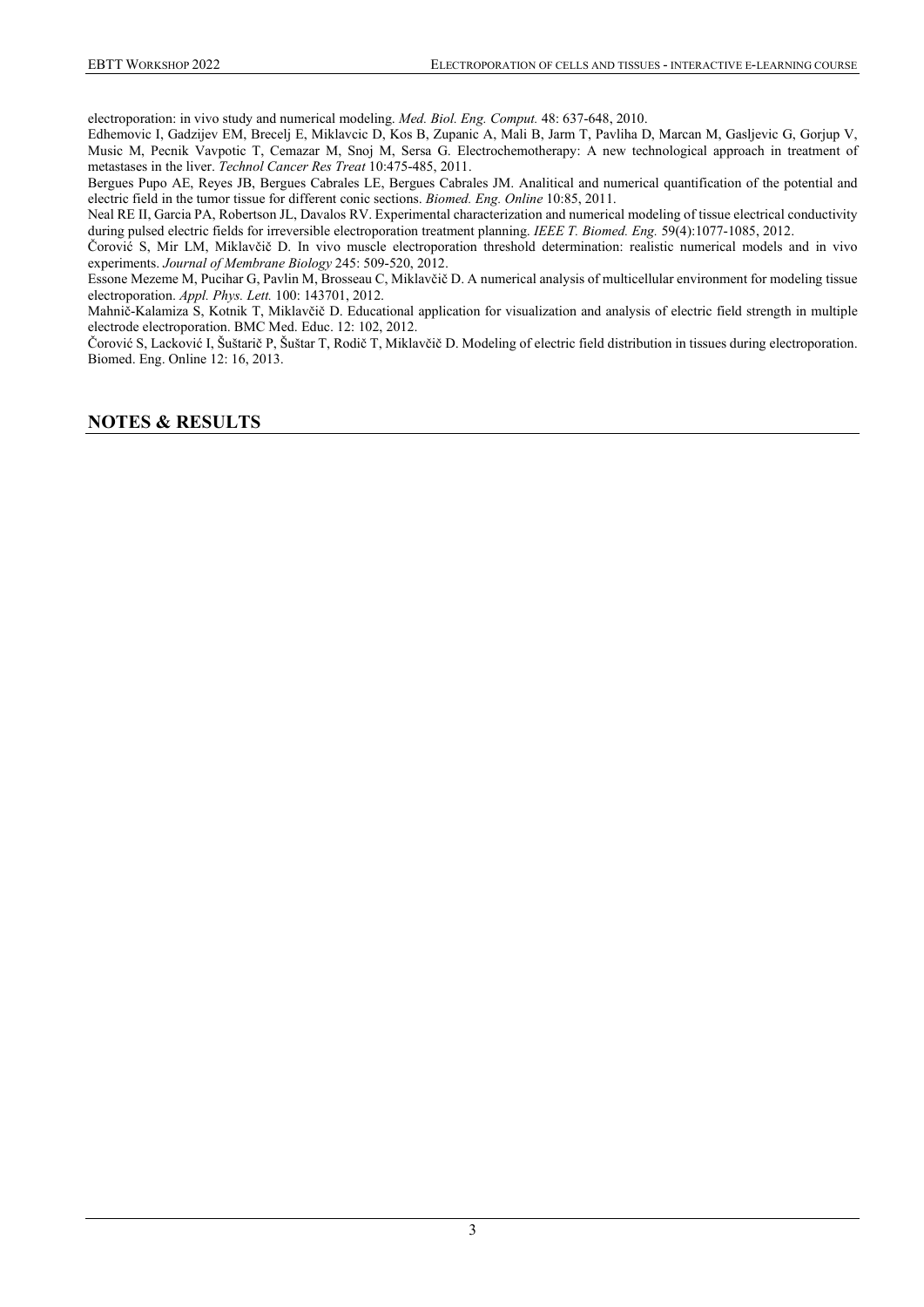electroporation: in vivo study and numerical modeling. *Med. Biol. Eng. Comput.* 48: 637-648, 2010.

Edhemovic I, Gadzijev EM, Brecelj E, Miklavcic D, Kos B, Zupanic A, Mali B, Jarm T, Pavliha D, Marcan M, Gasljevic G, Gorjup V, Music M, Pecnik Vavpotic T, Cemazar M, Snoj M, Sersa G. Electrochemotherapy: A new technological approach in treatment of metastases in the liver. *Technol Cancer Res Treat* 10:475-485, 2011.

Bergues Pupo AE, Reyes JB, Bergues Cabrales LE, Bergues Cabrales JM. Analitical and numerical quantification of the potential and electric field in the tumor tissue for different conic sections. *Biomed. Eng. Online* 10:85, 2011.

Neal RE II, Garcia PA, Robertson JL, Davalos RV. Experimental characterization and numerical modeling of tissue electrical conductivity during pulsed electric fields for irreversible electroporation treatment planning. *IEEE T. Biomed. Eng.* 59(4):1077-1085, 2012.

Čorović S, Mir LM, Miklavčič D. In vivo muscle electroporation threshold determination: realistic numerical models and in vivo experiments. *Journal of Membrane Biology* 245: 509-520, 2012.

Essone Mezeme M, Pucihar G, Pavlin M, Brosseau C, Miklavčič D. A numerical analysis of multicellular environment for modeling tissue electroporation. *Appl. Phys. Lett.* 100: 143701, 2012.

Mahnič-Kalamiza S, Kotnik T, Miklavčič D. Educational application for visualization and analysis of electric field strength in multiple electrode electroporation. BMC Med. Educ. 12: 102, 2012.

Čorović S, Lacković I, Šuštarič P, Šuštar T, Rodič T, Miklavčič D. Modeling of electric field distribution in tissues during electroporation. Biomed. Eng. Online 12: 16, 2013.

## NOTES & RESULTS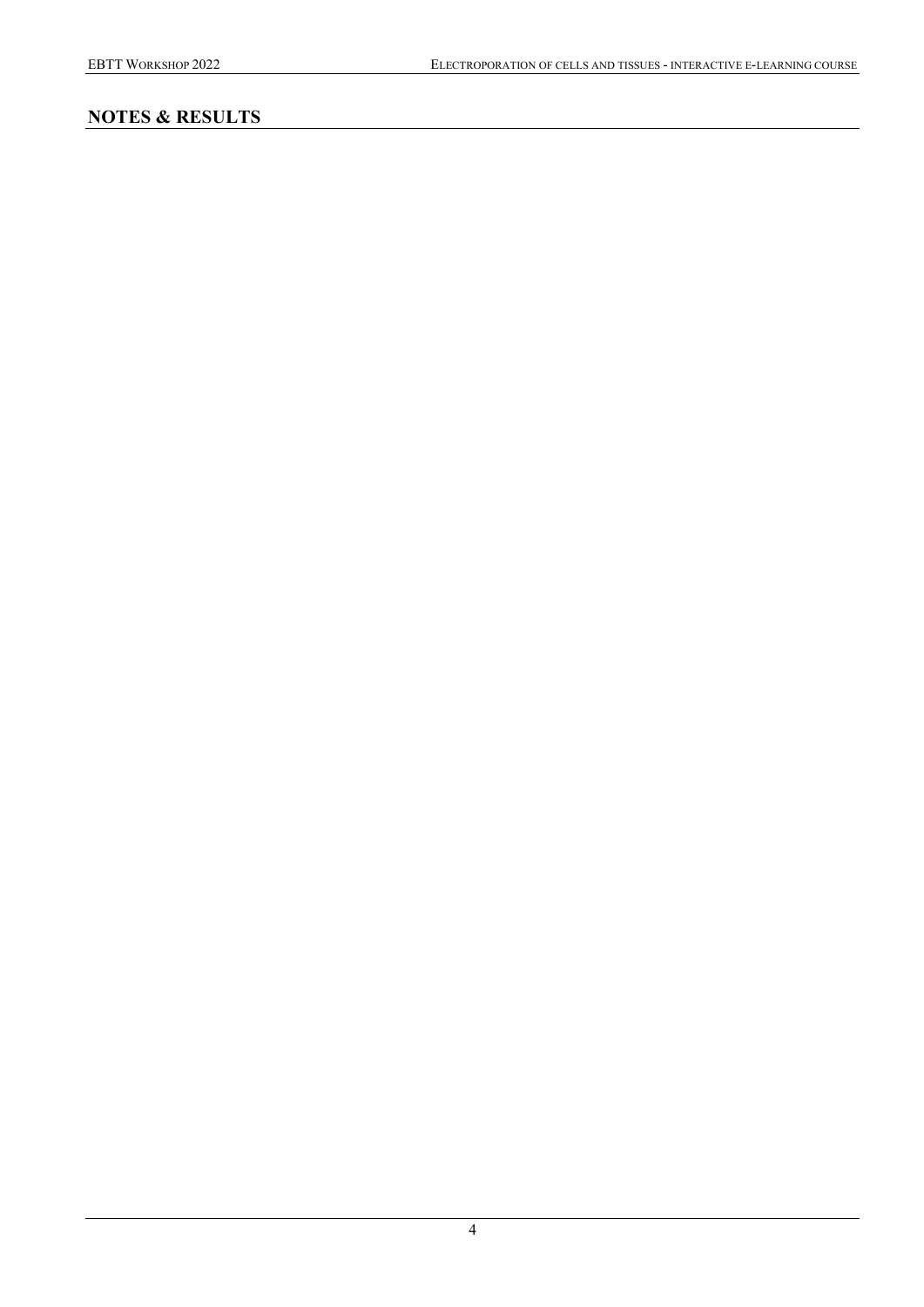## NOTES & RESULTS